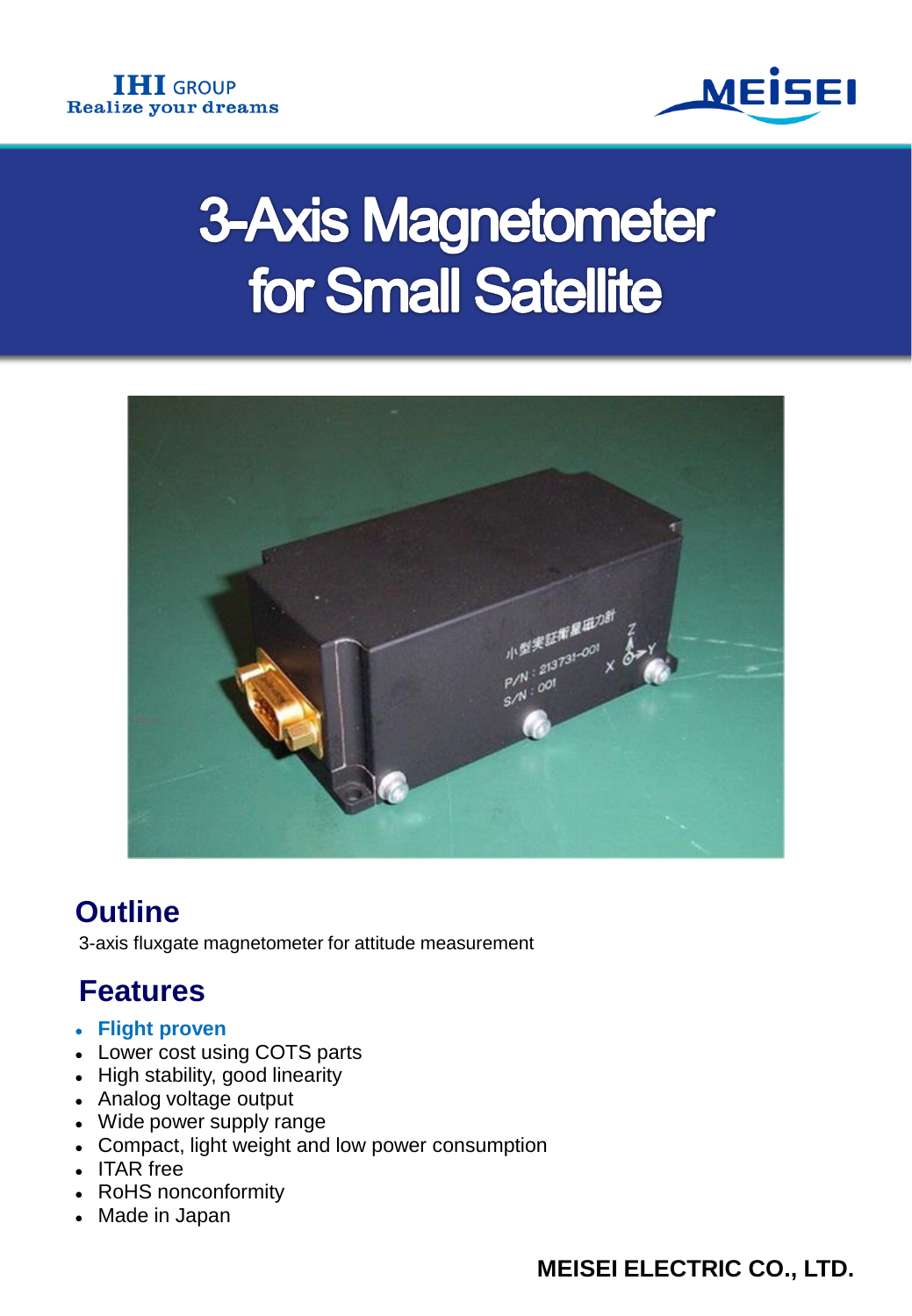IHI GROUP
Realize your dreams

MEISEI

# 3-Axis Magnetometer for Small Satellite

## Outline

3-axis fluxgate magnetometer for attitude measurement

## Features

- **Flight proven**
- Lower cost using COTS parts
- High stability, good linearity
- Analog voltage output
- Wide power supply range
- Compact, light weight and low power consumption
- ITAR free
- RoHS nonconformity
- Made in Japan

**MEISEI ELECTRIC CO., LTD.**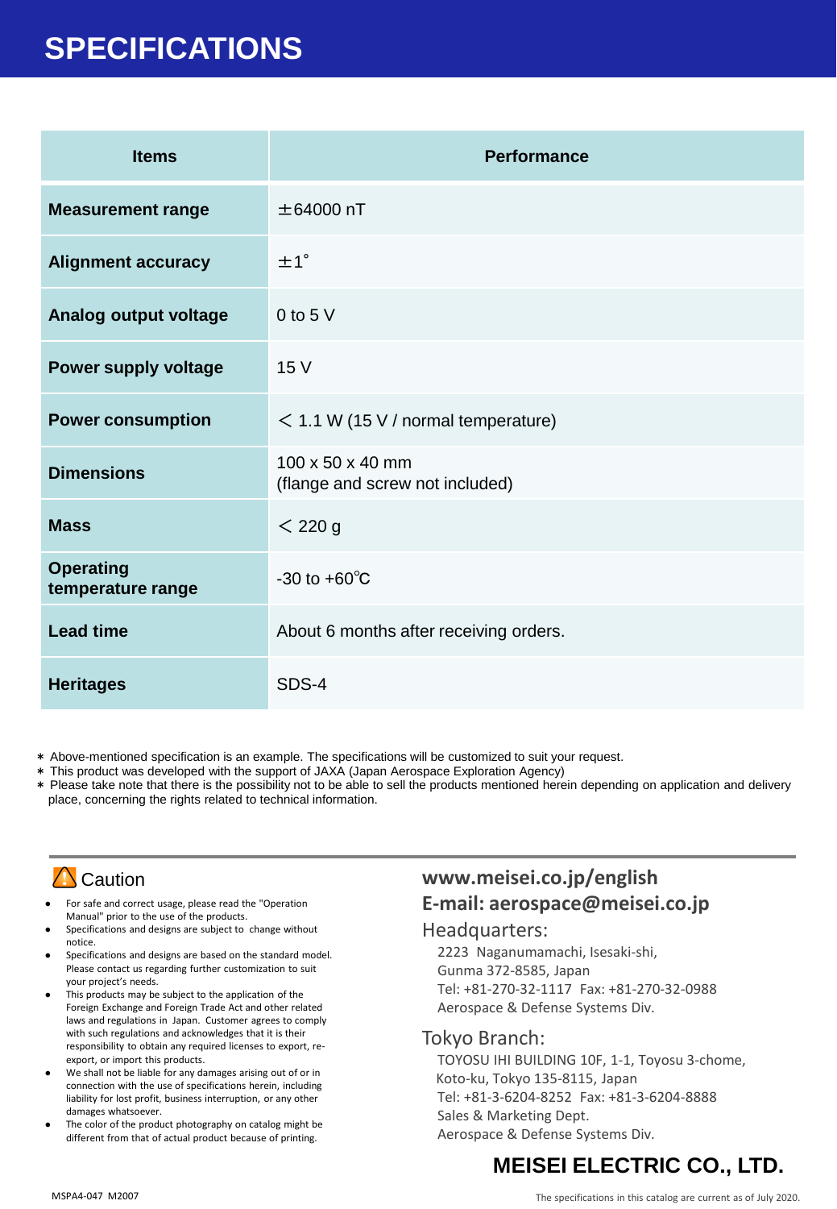# SPECIFICATIONS

| Items | Performance |
|---|---|
| **Measurement range** | ±64000 nT |
| **Alignment accuracy** | ±1˚ |
| **Analog output voltage** | 0 to 5 V |
| **Power supply voltage** | 15 V |
| **Power consumption** | ＜ 1.1 W (15 V / normal temperature) |
| **Dimensions** | 100 x 50 x 40 mm (flange and screw not included) |
| **Mass** | ＜ 220 g |
| **Operating temperature range** | -30 to +60℃ |
| **Lead time** | About 6 months after receiving orders. |
| **Heritages** | SDS-4 |

＊ Above-mentioned specification is an example. The specifications will be customized to suit your request.
＊ This product was developed with the support of JAXA (Japan Aerospace Exploration Agency)
＊ Please take note that there is the possibility not to be able to sell the products mentioned herein depending on application and delivery place, concerning the rights related to technical information.

## ⚠ Caution

- For safe and correct usage, please read the "Operation Manual" prior to the use of the products.
- Specifications and designs are subject to change without notice.
- Specifications and designs are based on the standard model. Please contact us regarding further customization to suit your project's needs.
- This products may be subject to the application of the Foreign Exchange and Foreign Trade Act and other related laws and regulations in Japan. Customer agrees to comply with such regulations and acknowledges that it is their responsibility to obtain any required licenses to export, re-export, or import this products.
- We shall not be liable for any damages arising out of or in connection with the use of specifications herein, including liability for lost profit, business interruption, or any other damages whatsoever.
- The color of the product photography on catalog might be different from that of actual product because of printing.

**www.meisei.co.jp/english**
**E-mail: aerospace@meisei.co.jp**

Headquarters:
2223 Naganumamachi, Isesaki-shi,
Gunma 372-8585, Japan
Tel: +81-270-32-1117 Fax: +81-270-32-0988
Aerospace & Defense Systems Div.

Tokyo Branch:
TOYOSU IHI BUILDING 10F, 1-1, Toyosu 3-chome,
Koto-ku, Tokyo 135-8115, Japan
Tel: +81-3-6204-8252 Fax: +81-3-6204-8888
Sales & Marketing Dept.
Aerospace & Defense Systems Div.

**MEISEI ELECTRIC CO., LTD.**

MSPA4-047 M2007

The specifications in this catalog are current as of July 2020.